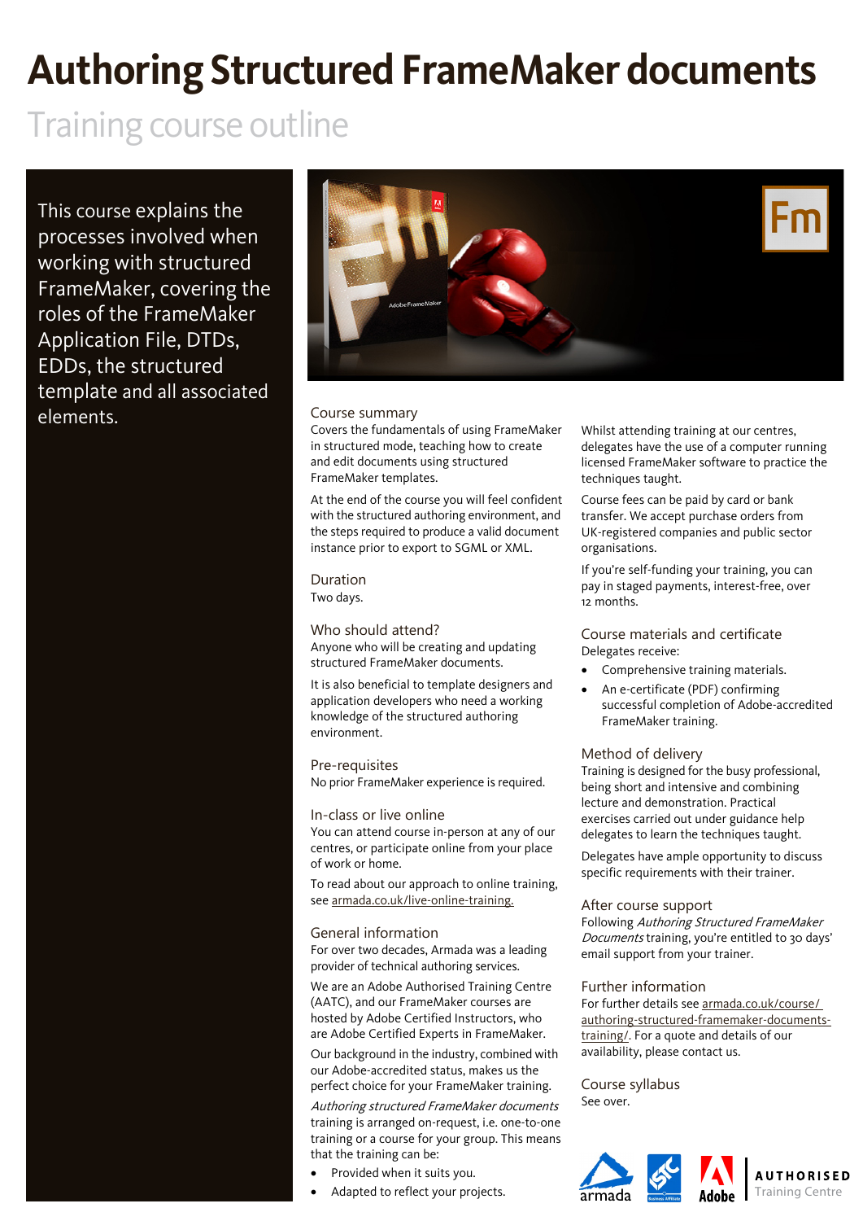# Authoring Structured FrameMaker documents

## Training course outline

This course explains the processes involved when working with structured FrameMaker, covering the roles of the FrameMaker Application File, DTDs, EDDs, the structured template and all associated elements.

### Course summary

Covers the fundamentals of using FrameMaker in structured mode, teaching how to create and edit documents using structured FrameMaker templates.

At the end of the course you will feel confident with the structured authoring environment, and the steps required to produce a valid document instance prior to export to SGML or XML.

### Duration

Two days.

### Who should attend?

Anyone who will be creating and updating structured FrameMaker documents.

It is also beneficial to template designers and application developers who need a working knowledge of the structured authoring environment.

### Pre-requisites

No prior FrameMaker experience is required.

### In-class or live online

You can attend course in-person at any of our centres, or participate online from your place of work or home.

To read about our approach to online training, see armada.co.uk/live-online-training.

### General information

For over two decades, Armada was a leading provider of technical authoring services.

We are an Adobe Authorised Training Centre (AATC), and our FrameMaker courses are hosted by Adobe Certified Instructors, who are Adobe Certified Experts in FrameMaker.

Our background in the industry, combined with our Adobe-accredited status, makes us the perfect choice for your FrameMaker training.

*Authoring structured FrameMaker documents* training is arranged on-request, i.e. one-to-one training or a course for your group. This means that the training can be:

- Provided when it suits you.
- Adapted to reflect your projects.

Whilst attending training at our centres, delegates have the use of a computer running licensed FrameMaker software to practice the techniques taught.

Course fees can be paid by card or bank transfer. We accept purchase orders from UK-registered companies and public sector organisations.

If you're self-funding your training, you can pay in staged payments, interest-free, over 12 months.

### Course materials and certificate

Delegates receive:

- Comprehensive training materials.
- An e-certificate (PDF) confirming successful completion of Adobe-accredited FrameMaker training.

### Method of delivery

Training is designed for the busy professional, being short and intensive and combining lecture and demonstration. Practical exercises carried out under guidance help delegates to learn the techniques taught.

Delegates have ample opportunity to discuss specific requirements with their trainer.

### After course support

Following *Authoring Structured FrameMaker Documents* training, you're entitled to 30 days' email support from your trainer.

### Further information

For further details see armada.co.uk/course/authoring-structured-framemaker-documents-training/. For a quote and details of our availability, please contact us.

### Course syllabus

See over.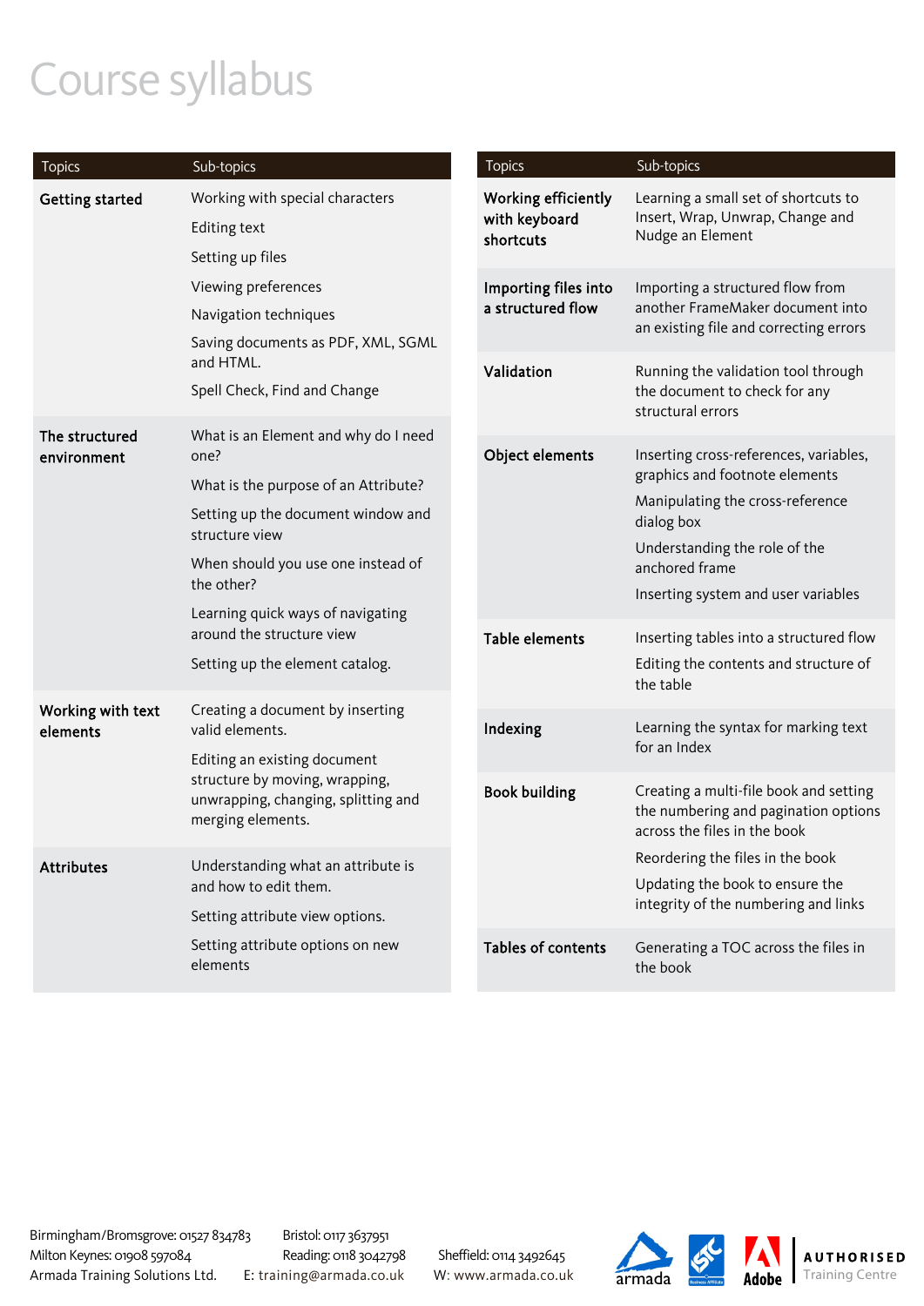# Course syllabus

| Topics | Sub-topics |
|---|---|
| **Getting started** | Working with special characters<br>Editing text<br>Setting up files<br>Viewing preferences<br>Navigation techniques<br>Saving documents as PDF, XML, SGML and HTML.<br>Spell Check, Find and Change |
| **The structured environment** | What is an Element and why do I need one?<br>What is the purpose of an Attribute?<br>Setting up the document window and structure view<br>When should you use one instead of the other?<br>Learning quick ways of navigating around the structure view<br>Setting up the element catalog. |
| **Working with text elements** | Creating a document by inserting valid elements.<br>Editing an existing document structure by moving, wrapping, unwrapping, changing, splitting and merging elements. |
| **Attributes** | Understanding what an attribute is and how to edit them.<br>Setting attribute view options.<br>Setting attribute options on new elements |

| Topics | Sub-topics |
|---|---|
| **Working efficiently with keyboard shortcuts** | Learning a small set of shortcuts to Insert, Wrap, Unwrap, Change and Nudge an Element |
| **Importing files into a structured flow** | Importing a structured flow from another FrameMaker document into an existing file and correcting errors |
| **Validation** | Running the validation tool through the document to check for any structural errors |
| **Object elements** | Inserting cross-references, variables, graphics and footnote elements<br>Manipulating the cross-reference dialog box<br>Understanding the role of the anchored frame<br>Inserting system and user variables |
| **Table elements** | Inserting tables into a structured flow<br>Editing the contents and structure of the table |
| **Indexing** | Learning the syntax for marking text for an Index |
| **Book building** | Creating a multi-file book and setting the numbering and pagination options across the files in the book<br>Reordering the files in the book<br>Updating the book to ensure the integrity of the numbering and links |
| **Tables of contents** | Generating a TOC across the files in the book |

Birmingham/Bromsgrove: 01527 834783 Bristol: 0117 3637951
Milton Keynes: 01908 597084 Reading: 0118 3042798 Sheffield: 0114 3492645
Armada Training Solutions Ltd. E: training@armada.co.uk W: www.armada.co.uk

armada Adobe AUTHORISED Training Centre